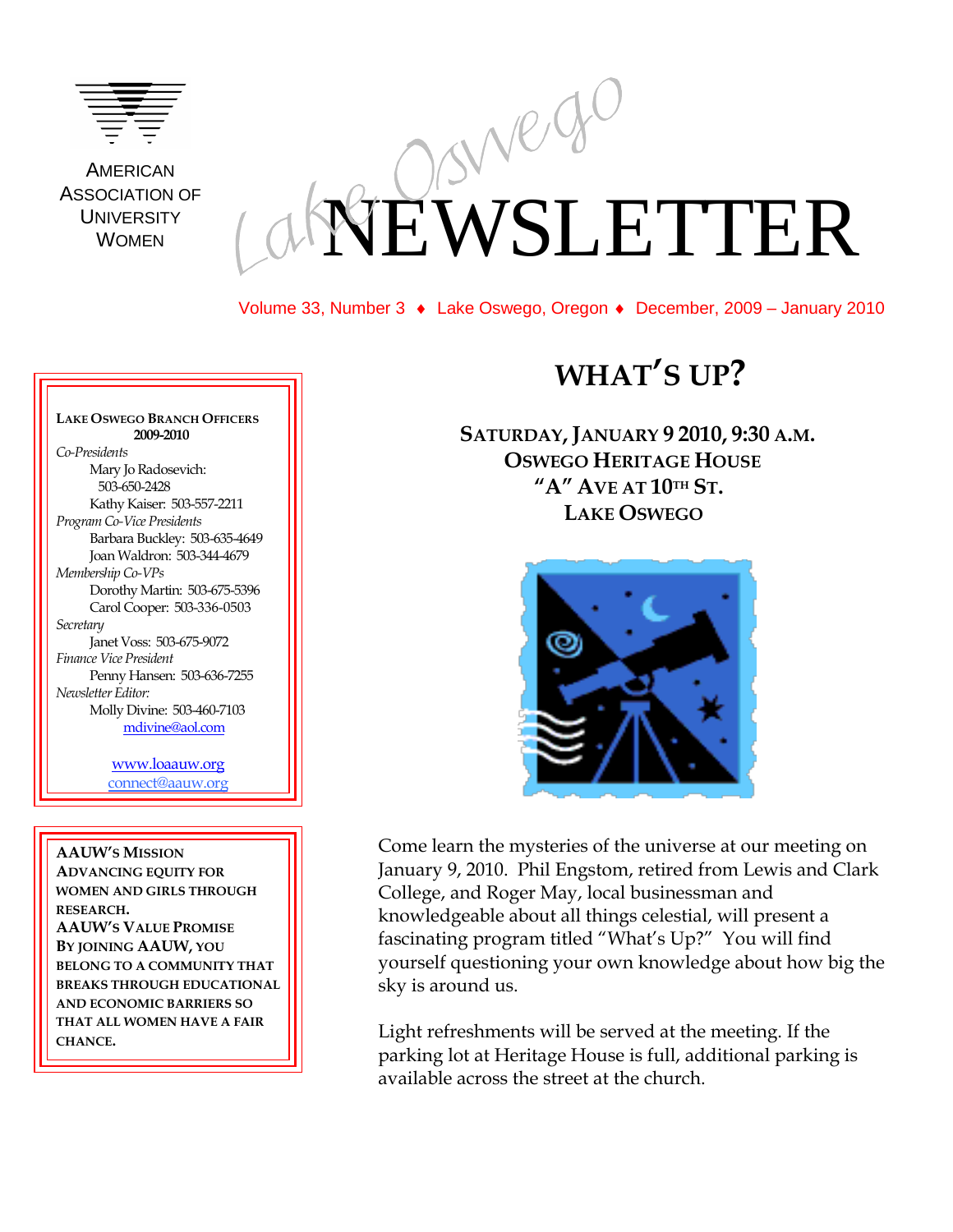American Association of University Women

# Lake Oswego NEWSLETTER

Volume 33, Number 3 ♦ Lake Oswego, Oregon ♦ December, 2009 – January 2010

**Lake Oswego Branch Officers 2009-2010**

*Co-Presidents*
Mary Jo Radosevich: 503-650-2428
Kathy Kaiser: 503-557-2211

*Program Co-Vice Presidents*
Barbara Buckley: 503-635-4649
Joan Waldron: 503-344-4679

*Membership Co-VPs*
Dorothy Martin: 503-675-5396
Carol Cooper: 503-336-0503

*Secretary*
Janet Voss: 503-675-9072

*Finance Vice President*
Penny Hansen: 503-636-7255

*Newsletter Editor:*
Molly Divine: 503-460-7103
mdivine@aol.com

www.loaauw.org
connect@aauw.org

**AAUW's Mission**
**Advancing equity for women and girls through research.**

**AAUW's Value Promise**
**By joining AAUW, you belong to a community that breaks through educational and economic barriers so that all women have a fair chance.**

## What's Up?

**Saturday, January 9 2010, 9:30 a.m.**
**Oswego Heritage House**
**"A" Ave at 10th St.**
**Lake Oswego**

Come learn the mysteries of the universe at our meeting on January 9, 2010. Phil Engstom, retired from Lewis and Clark College, and Roger May, local businessman and knowledgeable about all things celestial, will present a fascinating program titled "What's Up?" You will find yourself questioning your own knowledge about how big the sky is around us.

Light refreshments will be served at the meeting. If the parking lot at Heritage House is full, additional parking is available across the street at the church.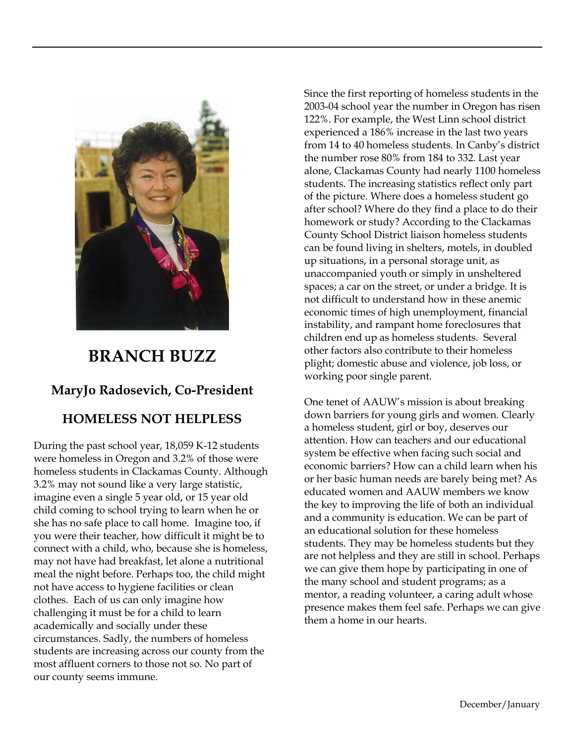# BRANCH BUZZ

### MaryJo Radosevich, Co-President

## HOMELESS NOT HELPLESS

During the past school year, 18,059 K-12 students were homeless in Oregon and 3.2% of those were homeless students in Clackamas County. Although 3.2% may not sound like a very large statistic, imagine even a single 5 year old, or 15 year old child coming to school trying to learn when he or she has no safe place to call home. Imagine too, if you were their teacher, how difficult it might be to connect with a child, who, because she is homeless, may not have had breakfast, let alone a nutritional meal the night before. Perhaps too, the child might not have access to hygiene facilities or clean clothes. Each of us can only imagine how challenging it must be for a child to learn academically and socially under these circumstances. Sadly, the numbers of homeless students are increasing across our county from the most affluent corners to those not so. No part of our county seems immune.

Since the first reporting of homeless students in the 2003-04 school year the number in Oregon has risen 122%. For example, the West Linn school district experienced a 186% increase in the last two years from 14 to 40 homeless students. In Canby's district the number rose 80% from 184 to 332. Last year alone, Clackamas County had nearly 1100 homeless students. The increasing statistics reflect only part of the picture. Where does a homeless student go after school? Where do they find a place to do their homework or study? According to the Clackamas County School District liaison homeless students can be found living in shelters, motels, in doubled up situations, in a personal storage unit, as unaccompanied youth or simply in unsheltered spaces; a car on the street, or under a bridge. It is not difficult to understand how in these anemic economic times of high unemployment, financial instability, and rampant home foreclosures that children end up as homeless students. Several other factors also contribute to their homeless plight; domestic abuse and violence, job loss, or working poor single parent.

One tenet of AAUW's mission is about breaking down barriers for young girls and women. Clearly a homeless student, girl or boy, deserves our attention. How can teachers and our educational system be effective when facing such social and economic barriers? How can a child learn when his or her basic human needs are barely being met? As educated women and AAUW members we know the key to improving the life of both an individual and a community is education. We can be part of an educational solution for these homeless students. They may be homeless students but they are not helpless and they are still in school. Perhaps we can give them hope by participating in one of the many school and student programs; as a mentor, a reading volunteer, a caring adult whose presence makes them feel safe. Perhaps we can give them a home in our hearts.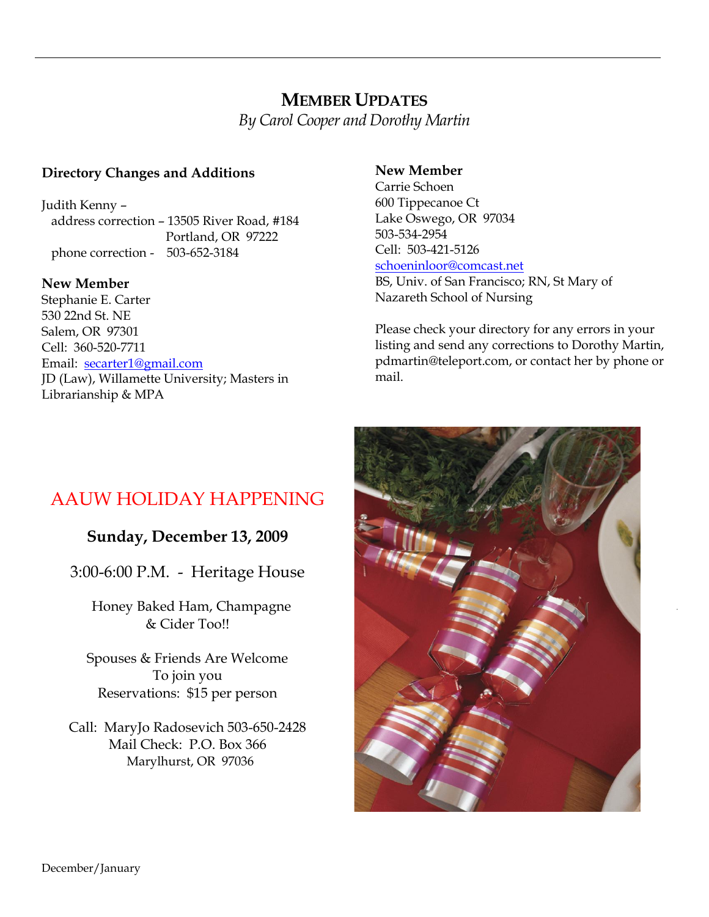## MEMBER UPDATES

*By Carol Cooper and Dorothy Martin*

**Directory Changes and Additions**

Judith Kenny –
address correction – 13505 River Road, #184
Portland, OR 97222
phone correction - 503-652-3184

**New Member**

Stephanie E. Carter
530 22nd St. NE
Salem, OR 97301
Cell: 360-520-7711
Email: secarter1@gmail.com
JD (Law), Willamette University; Masters in Librarianship & MPA

**New Member**

Carrie Schoen
600 Tippecanoe Ct
Lake Oswego, OR 97034
503-534-2954
Cell: 503-421-5126
schoeninloor@comcast.net
BS, Univ. of San Francisco; RN, St Mary of Nazareth School of Nursing

Please check your directory for any errors in your listing and send any corrections to Dorothy Martin, pdmartin@teleport.com, or contact her by phone or mail.

## AAUW HOLIDAY HAPPENING

**Sunday, December 13, 2009**

3:00-6:00 P.M. - Heritage House

Honey Baked Ham, Champagne & Cider Too!!

Spouses & Friends Are Welcome To join you
Reservations: $15 per person

Call: MaryJo Radosevich 503-650-2428
Mail Check: P.O. Box 366
Marylhurst, OR 97036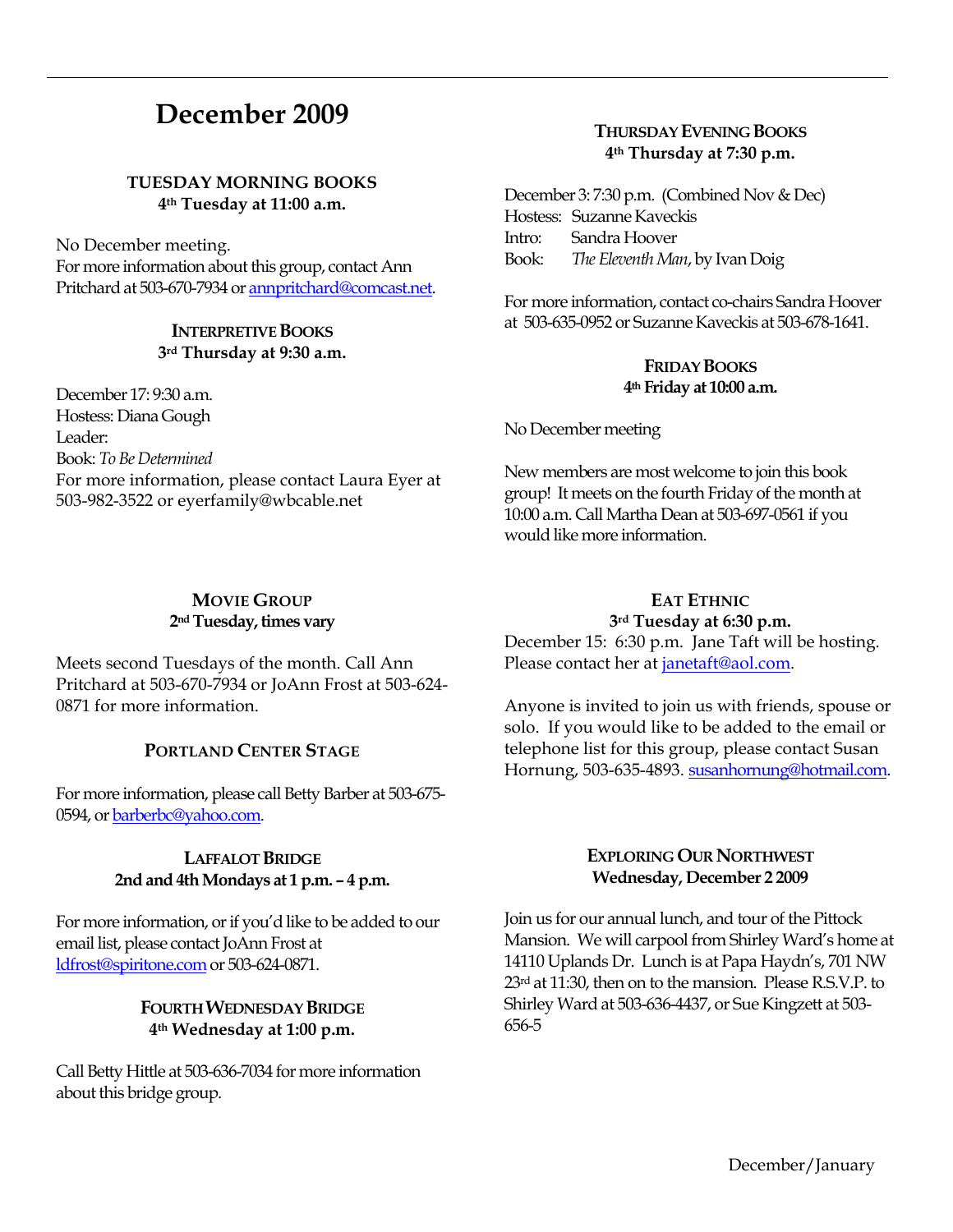# December 2009

### TUESDAY MORNING BOOKS
**4th Tuesday at 11:00 a.m.**

No December meeting.
For more information about this group, contact Ann Pritchard at 503-670-7934 or annpritchard@comcast.net.

### INTERPRETIVE BOOKS
**3rd Thursday at 9:30 a.m.**

December 17: 9:30 a.m.
Hostess: Diana Gough
Leader:
Book: *To Be Determined*
For more information, please contact Laura Eyer at 503-982-3522 or eyerfamily@wbcable.net

### MOVIE GROUP
**2nd Tuesday, times vary**

Meets second Tuesdays of the month. Call Ann Pritchard at 503-670-7934 or JoAnn Frost at 503-624-0871 for more information.

### PORTLAND CENTER STAGE

For more information, please call Betty Barber at 503-675-0594, or barberbc@yahoo.com.

### LAFFALOT BRIDGE
**2nd and 4th Mondays at 1 p.m. – 4 p.m.**

For more information, or if you'd like to be added to our email list, please contact JoAnn Frost at ldfrost@spiritone.com or 503-624-0871.

### FOURTH WEDNESDAY BRIDGE
**4th Wednesday at 1:00 p.m.**

Call Betty Hittle at 503-636-7034 for more information about this bridge group.

### THURSDAY EVENING BOOKS
**4th Thursday at 7:30 p.m.**

December 3: 7:30 p.m. (Combined Nov & Dec)
Hostess: Suzanne Kaveckis
Intro: Sandra Hoover
Book: *The Eleventh Man*, by Ivan Doig

For more information, contact co-chairs Sandra Hoover at 503-635-0952 or Suzanne Kaveckis at 503-678-1641.

### FRIDAY BOOKS
**4th Friday at 10:00 a.m.**

No December meeting

New members are most welcome to join this book group! It meets on the fourth Friday of the month at 10:00 a.m. Call Martha Dean at 503-697-0561 if you would like more information.

### EAT ETHNIC
**3rd Tuesday at 6:30 p.m.**

December 15: 6:30 p.m. Jane Taft will be hosting. Please contact her at janetaft@aol.com.

Anyone is invited to join us with friends, spouse or solo. If you would like to be added to the email or telephone list for this group, please contact Susan Hornung, 503-635-4893. susanhornung@hotmail.com.

### EXPLORING OUR NORTHWEST
**Wednesday, December 2 2009**

Join us for our annual lunch, and tour of the Pittock Mansion. We will carpool from Shirley Ward's home at 14110 Uplands Dr. Lunch is at Papa Haydn's, 701 NW 23rd at 11:30, then on to the mansion. Please R.S.V.P. to Shirley Ward at 503-636-4437, or Sue Kingzett at 503-656-5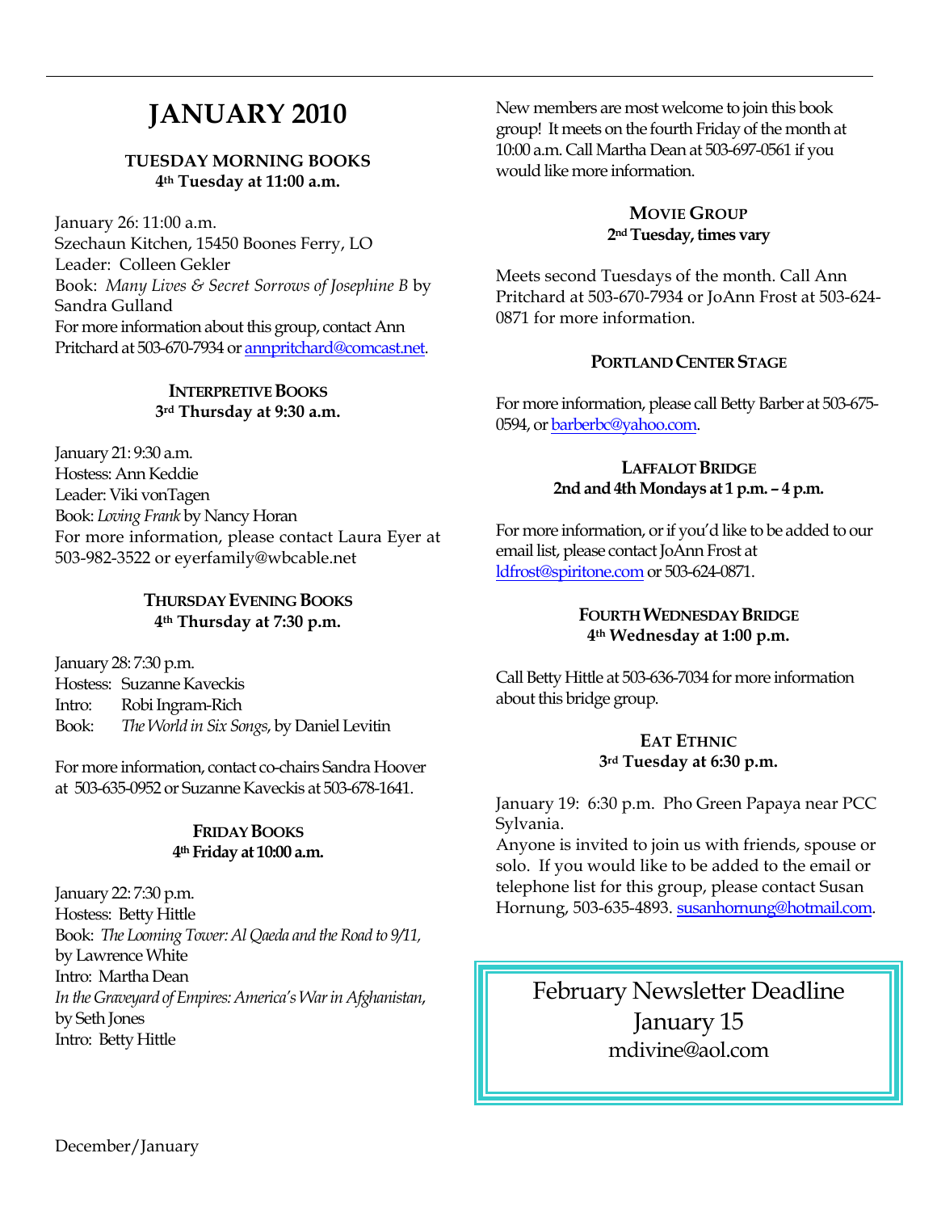# JANUARY 2010

### TUESDAY MORNING BOOKS
**4th Tuesday at 11:00 a.m.**

January 26: 11:00 a.m.
Szechaun Kitchen, 15450 Boones Ferry, LO
Leader: Colleen Gekler
Book: *Many Lives & Secret Sorrows of Josephine B* by Sandra Gulland
For more information about this group, contact Ann Pritchard at 503-670-7934 or annpritchard@comcast.net.

### INTERPRETIVE BOOKS
**3rd Thursday at 9:30 a.m.**

January 21: 9:30 a.m.
Hostess: Ann Keddie
Leader: Viki vonTagen
Book: *Loving Frank* by Nancy Horan
For more information, please contact Laura Eyer at 503-982-3522 or eyerfamily@wbcable.net

### THURSDAY EVENING BOOKS
**4th Thursday at 7:30 p.m.**

January 28: 7:30 p.m.
Hostess: Suzanne Kaveckis
Intro: Robi Ingram-Rich
Book: *The World in Six Songs*, by Daniel Levitin

For more information, contact co-chairs Sandra Hoover at 503-635-0952 or Suzanne Kaveckis at 503-678-1641.

### FRIDAY BOOKS
**4th Friday at 10:00 a.m.**

January 22: 7:30 p.m.
Hostess: Betty Hittle
Book: *The Looming Tower: Al Qaeda and the Road to 9/11*, by Lawrence White
Intro: Martha Dean
*In the Graveyard of Empires: America's War in Afghanistan*, by Seth Jones
Intro: Betty Hittle

New members are most welcome to join this book group! It meets on the fourth Friday of the month at 10:00 a.m. Call Martha Dean at 503-697-0561 if you would like more information.

### MOVIE GROUP
**2nd Tuesday, times vary**

Meets second Tuesdays of the month. Call Ann Pritchard at 503-670-7934 or JoAnn Frost at 503-624-0871 for more information.

### PORTLAND CENTER STAGE

For more information, please call Betty Barber at 503-675-0594, or barberbc@yahoo.com.

### LAFFALOT BRIDGE
**2nd and 4th Mondays at 1 p.m. – 4 p.m.**

For more information, or if you'd like to be added to our email list, please contact JoAnn Frost at ldfrost@spiritone.com or 503-624-0871.

### FOURTH WEDNESDAY BRIDGE
**4th Wednesday at 1:00 p.m.**

Call Betty Hittle at 503-636-7034 for more information about this bridge group.

### EAT ETHNIC
**3rd Tuesday at 6:30 p.m.**

January 19: 6:30 p.m. Pho Green Papaya near PCC Sylvania.
Anyone is invited to join us with friends, spouse or solo. If you would like to be added to the email or telephone list for this group, please contact Susan Hornung, 503-635-4893. susanhornung@hotmail.com.

February Newsletter Deadline
January 15
mdivine@aol.com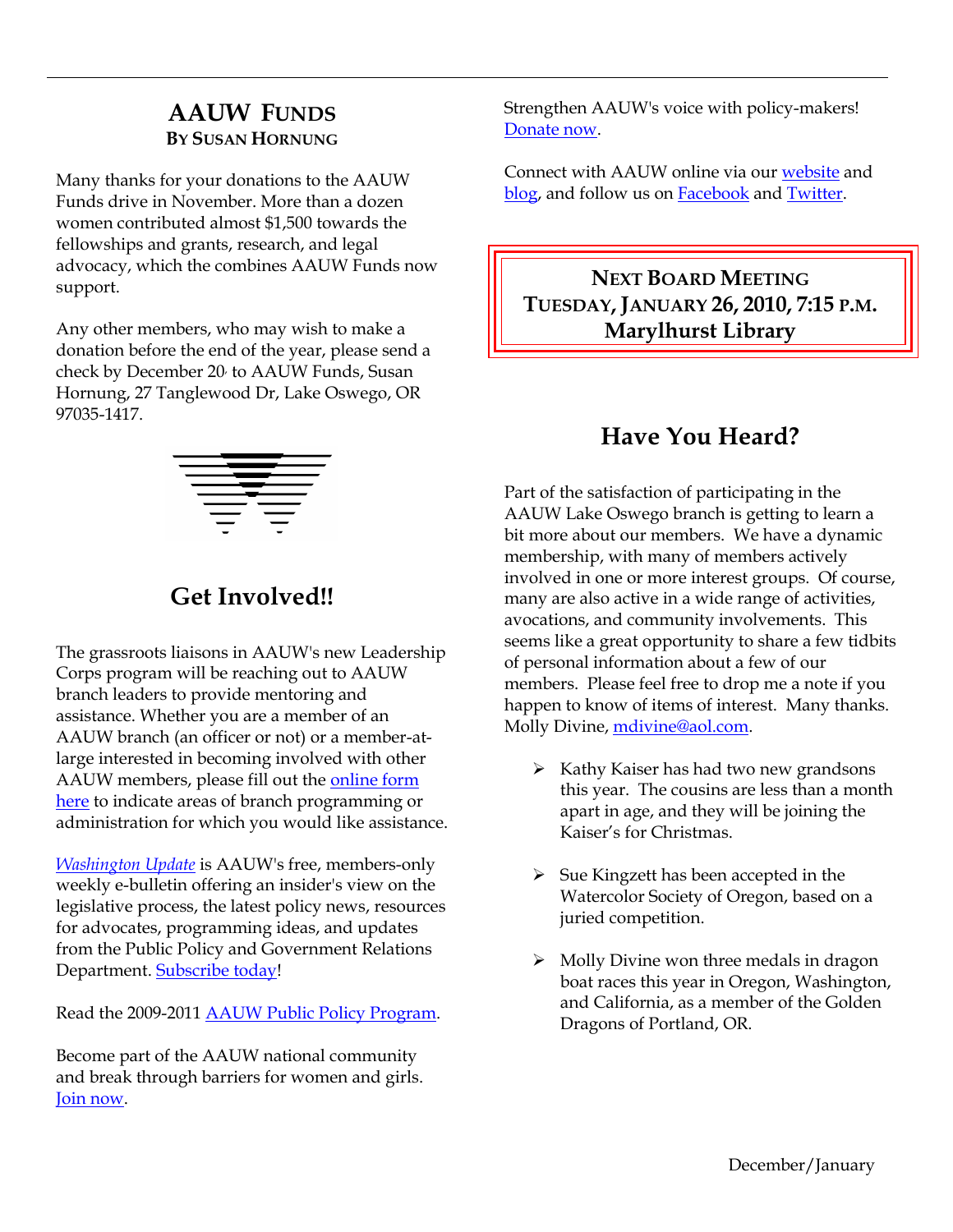## AAUW Funds

**By Susan Hornung**

Many thanks for your donations to the AAUW Funds drive in November. More than a dozen women contributed almost $1,500 towards the fellowships and grants, research, and legal advocacy, which the combines AAUW Funds now support.

Any other members, who may wish to make a donation before the end of the year, please send a check by December 20, to AAUW Funds, Susan Hornung, 27 Tanglewood Dr, Lake Oswego, OR 97035-1417.

## Get Involved!!

The grassroots liaisons in AAUW's new Leadership Corps program will be reaching out to AAUW branch leaders to provide mentoring and assistance. Whether you are a member of an AAUW branch (an officer or not) or a member-at-large interested in becoming involved with other AAUW members, please fill out the online form here to indicate areas of branch programming or administration for which you would like assistance.

*Washington Update* is AAUW's free, members-only weekly e-bulletin offering an insider's view on the legislative process, the latest policy news, resources for advocates, programming ideas, and updates from the Public Policy and Government Relations Department. Subscribe today!

Read the 2009-2011 AAUW Public Policy Program.

Become part of the AAUW national community and break through barriers for women and girls. Join now.

Strengthen AAUW's voice with policy-makers! Donate now.

Connect with AAUW online via our website and blog, and follow us on Facebook and Twitter.

**Next Board Meeting**
**Tuesday, January 26, 2010, 7:15 p.m.**
**Marylhurst Library**

## Have You Heard?

Part of the satisfaction of participating in the AAUW Lake Oswego branch is getting to learn a bit more about our members. We have a dynamic membership, with many of members actively involved in one or more interest groups. Of course, many are also active in a wide range of activities, avocations, and community involvements. This seems like a great opportunity to share a few tidbits of personal information about a few of our members. Please feel free to drop me a note if you happen to know of items of interest. Many thanks. Molly Divine, mdivine@aol.com.

- Kathy Kaiser has had two new grandsons this year. The cousins are less than a month apart in age, and they will be joining the Kaiser's for Christmas.
- Sue Kingzett has been accepted in the Watercolor Society of Oregon, based on a juried competition.
- Molly Divine won three medals in dragon boat races this year in Oregon, Washington, and California, as a member of the Golden Dragons of Portland, OR.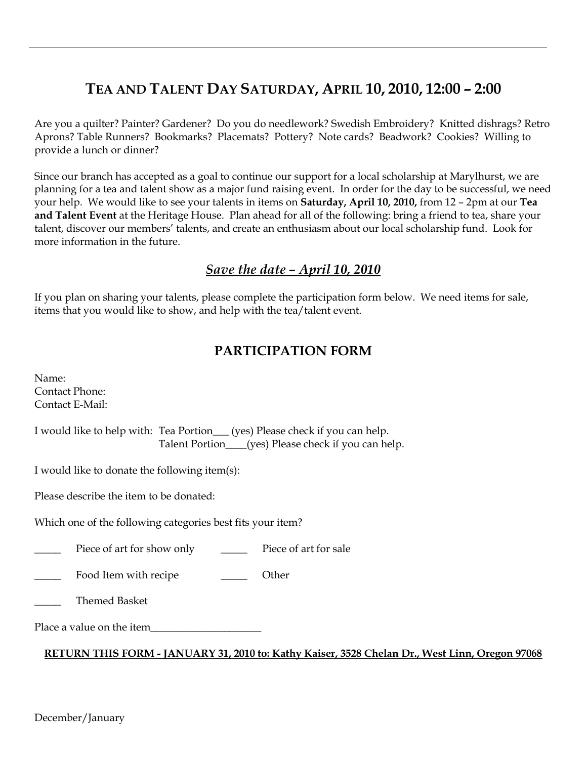# TEA AND TALENT DAY SATURDAY, APRIL 10, 2010, 12:00 – 2:00

Are you a quilter? Painter? Gardener? Do you do needlework? Swedish Embroidery? Knitted dishrags? Retro Aprons? Table Runners? Bookmarks? Placemats? Pottery? Note cards? Beadwork? Cookies? Willing to provide a lunch or dinner?

Since our branch has accepted as a goal to continue our support for a local scholarship at Marylhurst, we are planning for a tea and talent show as a major fund raising event. In order for the day to be successful, we need your help. We would like to see your talents in items on **Saturday, April 10, 2010,** from 12 – 2pm at our **Tea and Talent Event** at the Heritage House. Plan ahead for all of the following: bring a friend to tea, share your talent, discover our members' talents, and create an enthusiasm about our local scholarship fund. Look for more information in the future.

## ***Save the date – April 10, 2010***

If you plan on sharing your talents, please complete the participation form below. We need items for sale, items that you would like to show, and help with the tea/talent event.

## PARTICIPATION FORM

Name:
Contact Phone:
Contact E-Mail:

I would like to help with: Tea Portion___ (yes) Please check if you can help.
Talent Portion____(yes) Please check if you can help.

I would like to donate the following item(s):

Please describe the item to be donated:

Which one of the following categories best fits your item?

_____ Piece of art for show only _____ Piece of art for sale

_____ Food Item with recipe _____ Other

_____ Themed Basket

Place a value on the item_____________________

**RETURN THIS FORM - JANUARY 31, 2010 to: Kathy Kaiser, 3528 Chelan Dr., West Linn, Oregon 97068**

December/January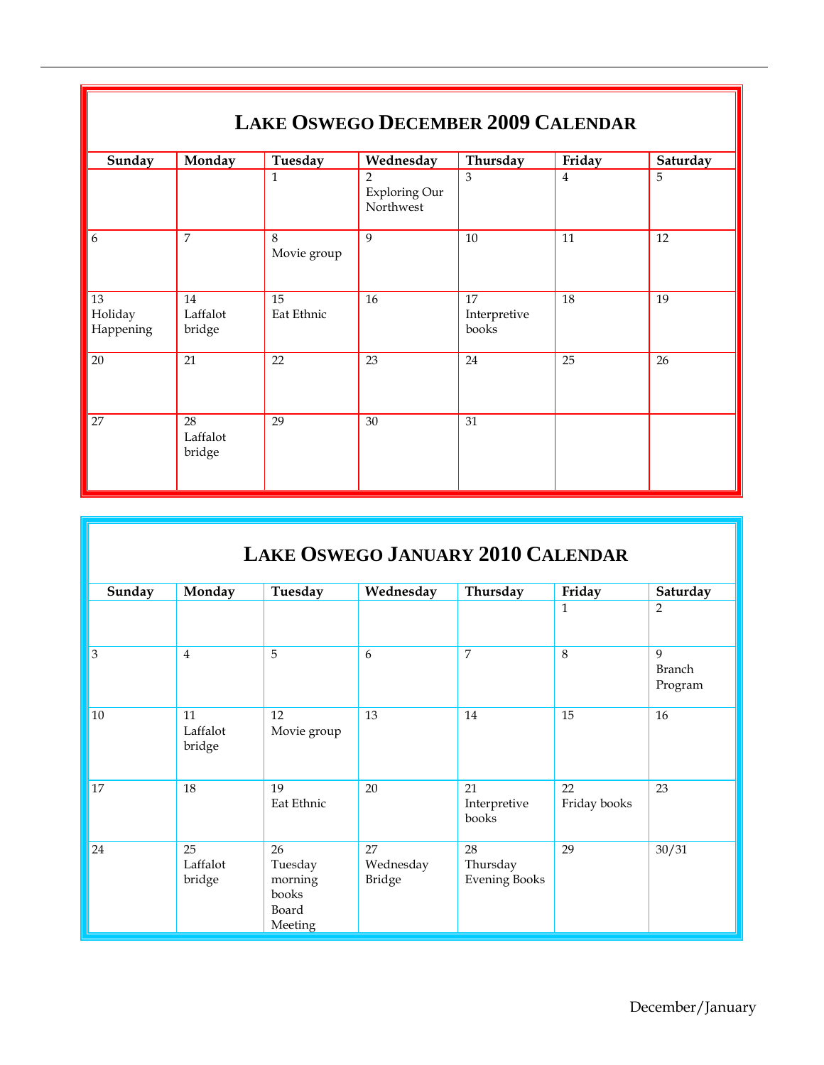## Lake Oswego December 2009 Calendar

| Sunday | Monday | Tuesday | Wednesday | Thursday | Friday | Saturday |
|---|---|---|---|---|---|---|
| | | 1 | 2 Exploring Our Northwest | 3 | 4 | 5 |
| 6 | 7 | 8 Movie group | 9 | 10 | 11 | 12 |
| 13 Holiday Happening | 14 Laffalot bridge | 15 Eat Ethnic | 16 | 17 Interpretive books | 18 | 19 |
| 20 | 21 | 22 | 23 | 24 | 25 | 26 |
| 27 | 28 Laffalot bridge | 29 | 30 | 31 | | |

## Lake Oswego January 2010 Calendar

| Sunday | Monday | Tuesday | Wednesday | Thursday | Friday | Saturday |
|---|---|---|---|---|---|---|
| | | | | | 1 | 2 |
| 3 | 4 | 5 | 6 | 7 | 8 | 9 Branch Program |
| 10 | 11 Laffalot bridge | 12 Movie group | 13 | 14 | 15 | 16 |
| 17 | 18 | 19 Eat Ethnic | 20 | 21 Interpretive books | 22 Friday books | 23 |
| 24 | 25 Laffalot bridge | 26 Tuesday morning books Board Meeting | 27 Wednesday Bridge | 28 Thursday Evening Books | 29 | 30/31 |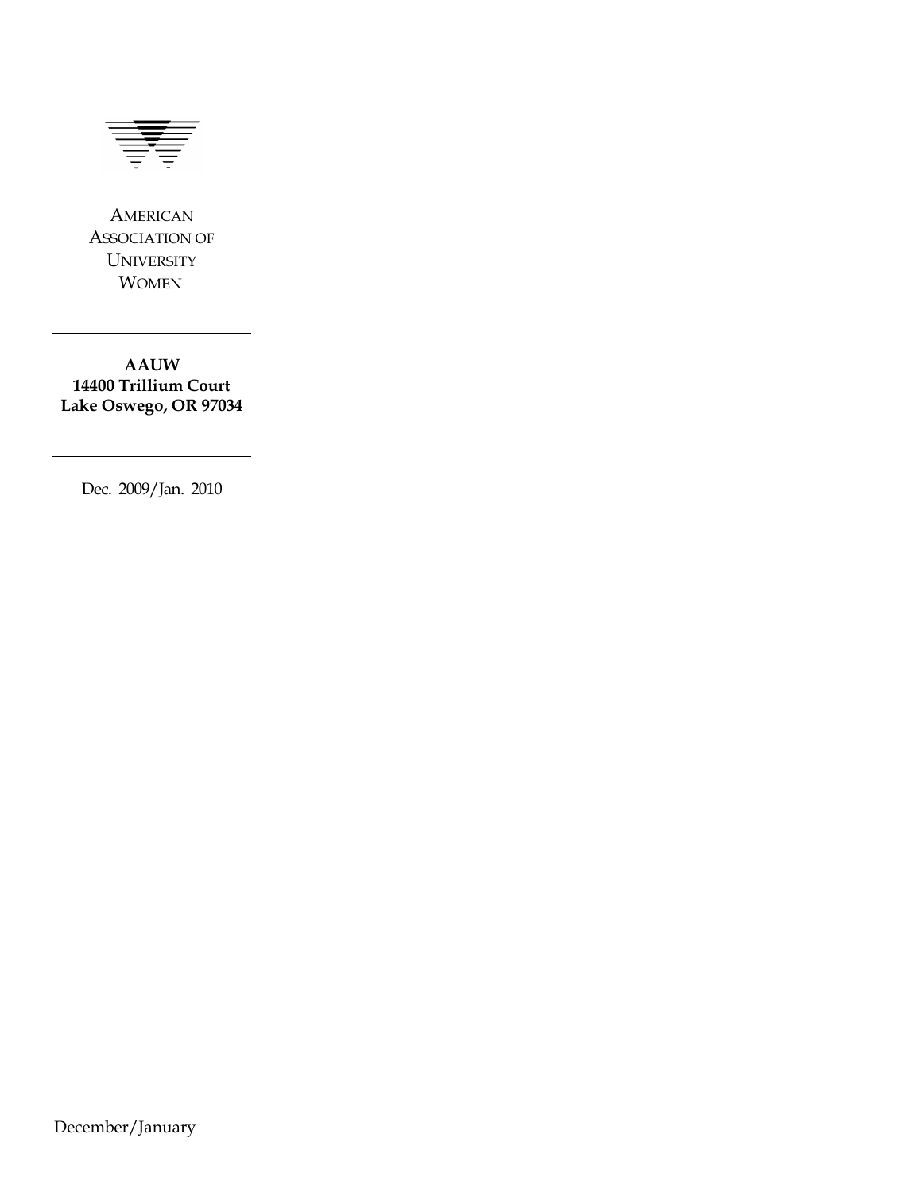AMERICAN
ASSOCIATION OF
UNIVERSITY
WOMEN

**AAUW**
**14400 Trillium Court**
**Lake Oswego, OR 97034**

Dec. 2009/Jan. 2010